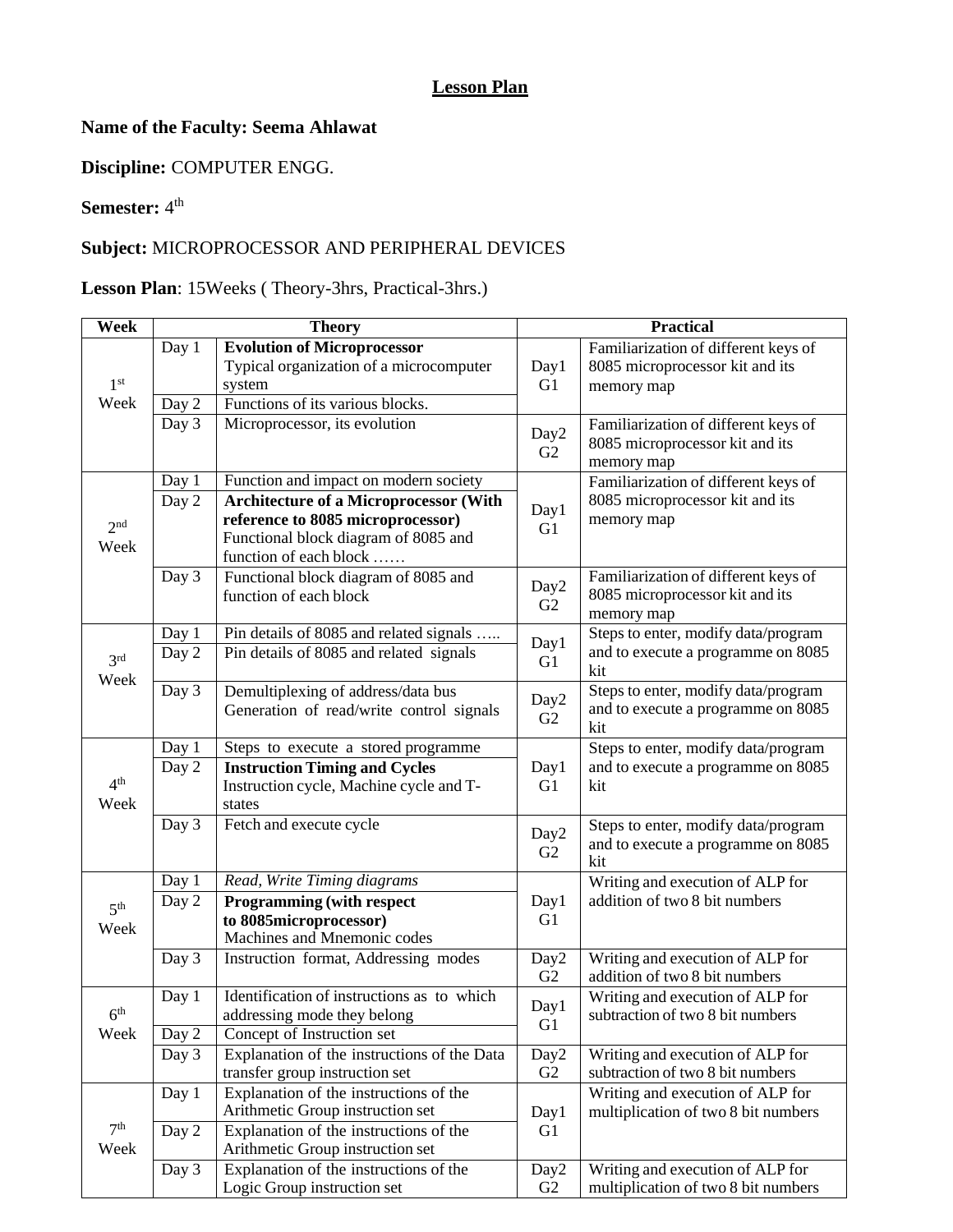# Lesson Plan

**Name of the Faculty: Seema Ahlawat**

**Discipline:** COMPUTER ENGG.

**Semester:** 4th

**Subject:** MICROPROCESSOR AND PERIPHERAL DEVICES

**Lesson Plan**: 15Weeks ( Theory-3hrs, Practical-3hrs.)

| Week | Theory | | Practical | |
|---|---|---|---|---|
| 1st Week | Day 1 | **Evolution of Microprocessor** Typical organization of a microcomputer system | Day1 G1 | Familiarization of different keys of 8085 microprocessor kit and its memory map |
| | Day 2 | Functions of its various blocks. | | |
| | Day 3 | Microprocessor, its evolution | Day2 G2 | Familiarization of different keys of 8085 microprocessor kit and its memory map |
| 2nd Week | Day 1 | Function and impact on modern society | Day1 G1 | Familiarization of different keys of 8085 microprocessor kit and its memory map |
| | Day 2 | **Architecture of a Microprocessor (With reference to 8085 microprocessor)** Functional block diagram of 8085 and function of each block …… | | |
| | Day 3 | Functional block diagram of 8085 and function of each block | Day2 G2 | Familiarization of different keys of 8085 microprocessor kit and its memory map |
| 3rd Week | Day 1 | Pin details of 8085 and related signals ….. | Day1 G1 | Steps to enter, modify data/program and to execute a programme on 8085 kit |
| | Day 2 | Pin details of 8085 and related signals | | |
| | Day 3 | Demultiplexing of address/data bus Generation of read/write control signals | Day2 G2 | Steps to enter, modify data/program and to execute a programme on 8085 kit |
| 4th Week | Day 1 | Steps to execute a stored programme | Day1 G1 | Steps to enter, modify data/program and to execute a programme on 8085 kit |
| | Day 2 | **Instruction Timing and Cycles** Instruction cycle, Machine cycle and T-states | | |
| | Day 3 | Fetch and execute cycle | Day2 G2 | Steps to enter, modify data/program and to execute a programme on 8085 kit |
| 5th Week | Day 1 | *Read, Write Timing diagrams* | Day1 G1 | Writing and execution of ALP for addition of two 8 bit numbers |
| | Day 2 | **Programming (with respect to 8085microprocessor)** Machines and Mnemonic codes | | |
| | Day 3 | Instruction format, Addressing modes | Day2 G2 | Writing and execution of ALP for addition of two 8 bit numbers |
| 6th Week | Day 1 | Identification of instructions as to which addressing mode they belong | Day1 G1 | Writing and execution of ALP for subtraction of two 8 bit numbers |
| | Day 2 | Concept of Instruction set | | |
| | Day 3 | Explanation of the instructions of the Data transfer group instruction set | Day2 G2 | Writing and execution of ALP for subtraction of two 8 bit numbers |
| 7th Week | Day 1 | Explanation of the instructions of the Arithmetic Group instruction set | Day1 G1 | Writing and execution of ALP for multiplication of two 8 bit numbers |
| | Day 2 | Explanation of the instructions of the Arithmetic Group instruction set | | |
| | Day 3 | Explanation of the instructions of the Logic Group instruction set | Day2 G2 | Writing and execution of ALP for multiplication of two 8 bit numbers |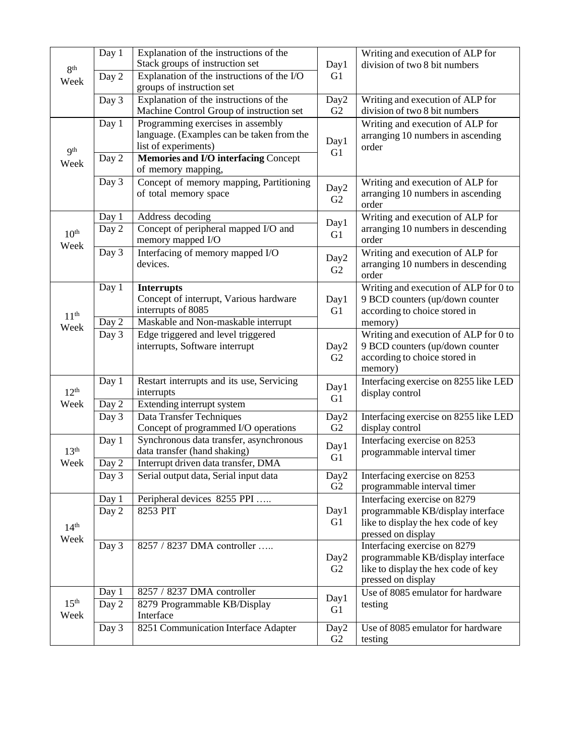| Week | Day | Theory | Practical Day/Group | Practical |
|---|---|---|---|---|
| 8th Week | Day 1 | Explanation of the instructions of the Stack groups of instruction set | Day1 G1 | Writing and execution of ALP for division of two 8 bit numbers |
| | Day 2 | Explanation of the instructions of the I/O groups of instruction set | | |
| | Day 3 | Explanation of the instructions of the Machine Control Group of instruction set | Day2 G2 | Writing and execution of ALP for division of two 8 bit numbers |
| 9th Week | Day 1 | Programming exercises in assembly language. (Examples can be taken from the list of experiments) | Day1 G1 | Writing and execution of ALP for arranging 10 numbers in ascending order |
| | Day 2 | **Memories and I/O interfacing** Concept of memory mapping, | | |
| | Day 3 | Concept of memory mapping, Partitioning of total memory space | Day2 G2 | Writing and execution of ALP for arranging 10 numbers in ascending order |
| 10th Week | Day 1 | Address decoding | Day1 G1 | Writing and execution of ALP for arranging 10 numbers in descending order |
| | Day 2 | Concept of peripheral mapped I/O and memory mapped I/O | | |
| | Day 3 | Interfacing of memory mapped I/O devices. | Day2 G2 | Writing and execution of ALP for arranging 10 numbers in descending order |
| 11th Week | Day 1 | **Interrupts** Concept of interrupt, Various hardware interrupts of 8085 | Day1 G1 | Writing and execution of ALP for 0 to 9 BCD counters (up/down counter according to choice stored in memory) |
| | Day 2 | Maskable and Non-maskable interrupt | | |
| | Day 3 | Edge triggered and level triggered interrupts, Software interrupt | Day2 G2 | Writing and execution of ALP for 0 to 9 BCD counters (up/down counter according to choice stored in memory) |
| 12th Week | Day 1 | Restart interrupts and its use, Servicing interrupts | Day1 G1 | Interfacing exercise on 8255 like LED display control |
| | Day 2 | Extending interrupt system | | |
| | Day 3 | Data Transfer Techniques Concept of programmed I/O operations | Day2 G2 | Interfacing exercise on 8255 like LED display control |
| 13th Week | Day 1 | Synchronous data transfer, asynchronous data transfer (hand shaking) | Day1 G1 | Interfacing exercise on 8253 programmable interval timer |
| | Day 2 | Interrupt driven data transfer, DMA | | |
| | Day 3 | Serial output data, Serial input data | Day2 G2 | Interfacing exercise on 8253 programmable interval timer |
| 14th Week | Day 1 | Peripheral devices 8255 PPI ….. | Day1 G1 | Interfacing exercise on 8279 programmable KB/display interface like to display the hex code of key pressed on display |
| | Day 2 | 8253 PIT | | |
| | Day 3 | 8257 / 8237 DMA controller ….. | Day2 G2 | Interfacing exercise on 8279 programmable KB/display interface like to display the hex code of key pressed on display |
| 15th Week | Day 1 | 8257 / 8237 DMA controller | Day1 G1 | Use of 8085 emulator for hardware testing |
| | Day 2 | 8279 Programmable KB/Display Interface | | |
| | Day 3 | 8251 Communication Interface Adapter | Day2 G2 | Use of 8085 emulator for hardware testing |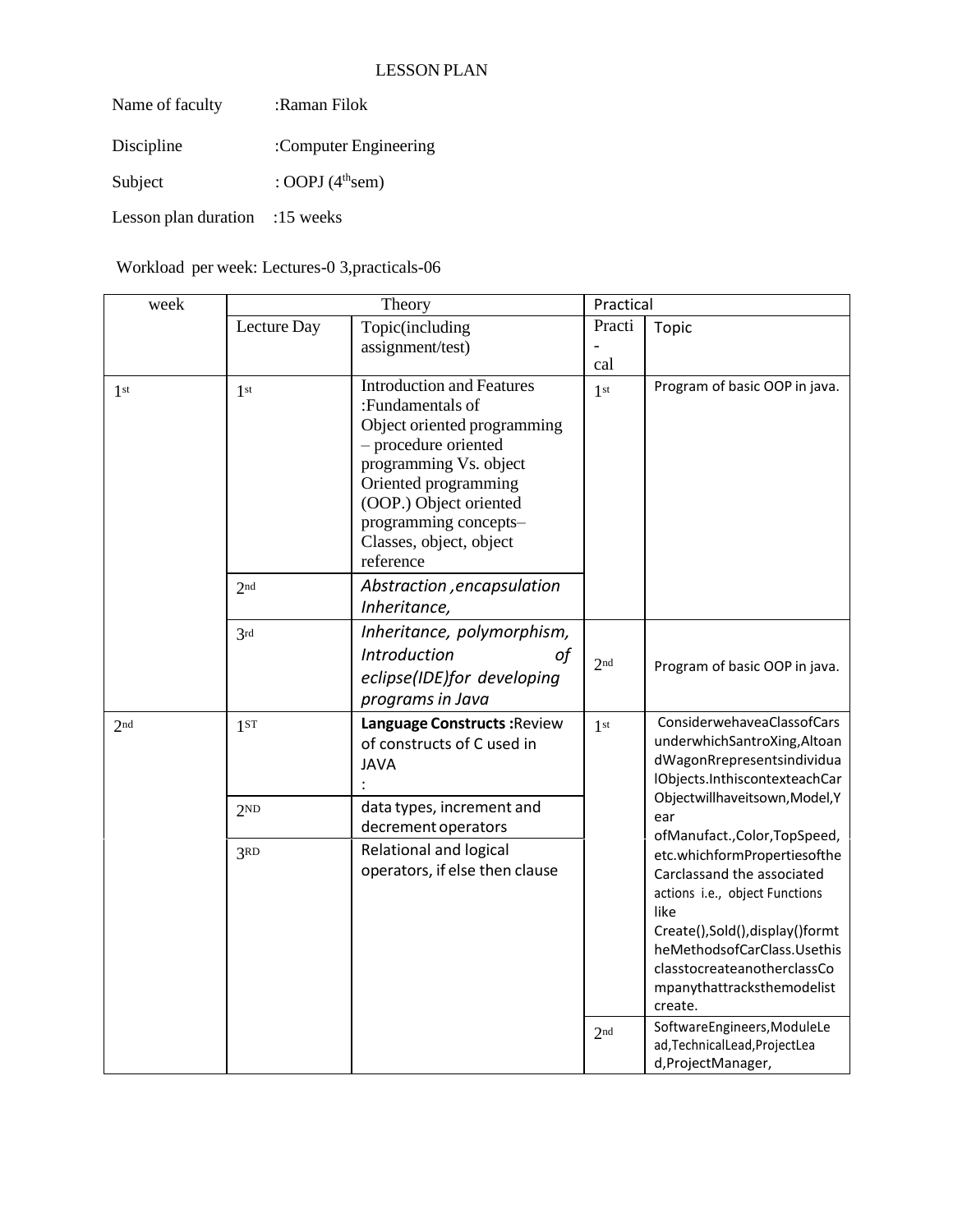LESSON PLAN

Name of faculty :Raman Filok

Discipline :Computer Engineering

Subject : OOPJ (4th sem)

Lesson plan duration :15 weeks

Workload per week: Lectures-0 3,practicals-06

| week | Theory | | Practical | |
|---|---|---|---|---|
| | Lecture Day | Topic(including assignment/test) | Practi-cal | Topic |
| 1st | 1st | Introduction and Features :Fundamentals of Object oriented programming – procedure oriented programming Vs. object Oriented programming (OOP.) Object oriented programming concepts– Classes, object, object reference | 1st | Program of basic OOP in java. |
| | 2nd | *Abstraction ,encapsulation Inheritance,* | | |
| | 3rd | *Inheritance, polymorphism, Introduction of eclipse(IDE)for developing programs in Java* | 2nd | Program of basic OOP in java. |
| 2nd | 1ST | **Language Constructs :**Review of constructs of C used in JAVA : | 1st | ConsiderwehaveaClassofCars underwhichSantroXing,AltoandWagonRrepresentsindividualObjects.InthiscontexteachCarObjectwillhaveitsown,Model,Year ofManufact.,Color,TopSpeed, etc.whichformPropertiesoftheCarclassand the associated actions i.e., object Functions like Create(),Sold(),display()formtheMethodsofCarClass.UsethisclasstocreateanotherclassCompanythattracksthemodelist create. |
| | 2ND | data types, increment and decrement operators | | |
| | 3RD | Relational and logical operators, if else then clause | | |
| | | | 2nd | SoftwareEngineers,ModuleLead,TechnicalLead,ProjectLead,ProjectManager, |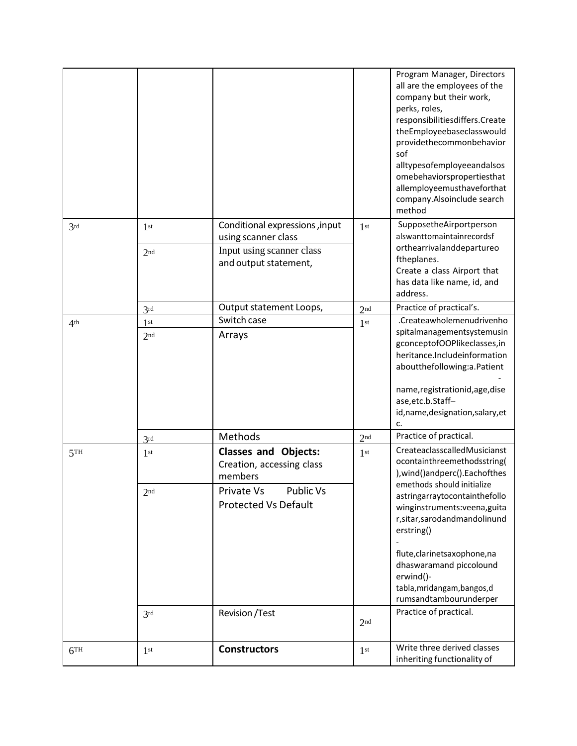| | | | | |
|---|---|---|---|---|
| | | | | Program Manager, Directors all are the employees of the company but their work, perks, roles, responsibilitiesdiffers.Create theEmployeebaseclasswould providethecommonbehavior sof alltypesofemployeeandalsos omebehaviorspropertiesthat allemployeemusthaveforthat company.Alsoinclude search method |
| 3rd | 1st | Conditional expressions ,input using scanner class | 1st | SupposetheAirportperson alswanttomaintainrecordsf orthearrivalanddepartureo ftheplanes. Create a class Airport that has data like name, id, and address. |
| | 2nd | Input using scanner class and output statement, | | |
| | 3rd | Output statement Loops, | 2nd | Practice of practical's. |
| 4th | 1st | Switch case | 1st | .Createawholemenudrivenho spitalmanagementsystemusin gconceptofOOPlikeclasses,in heritance.Includeinformation aboutthefollowing:a.Patient - name,registrationid,age,dise ase,etc.b.Staff– id,name,designation,salary,et c. |
| | 2nd | Arrays | | |
| | 3rd | Methods | 2nd | Practice of practical. |
| 5TH | 1st | **Classes and Objects:** Creation, accessing class members | 1st | CreateaclasscalledMusicianst ocontainthreemethodsstring( ),wind()andperc().Eachofthes emethods should initialize astringarraytocontainthefollo winginstruments:veena,guita r,sitar,sarodandmandolinund erstring() - flute,clarinetsaxophone,na dhaswaramand piccolound erwind()- tabla,mridangam,bangos,d rumsandtambourunderper |
| | 2nd | Private Vs Public Vs Protected Vs Default | | |
| | 3rd | Revision /Test | 2nd | Practice of practical. |
| 6TH | 1st | **Constructors** | 1st | Write three derived classes inheriting functionality of |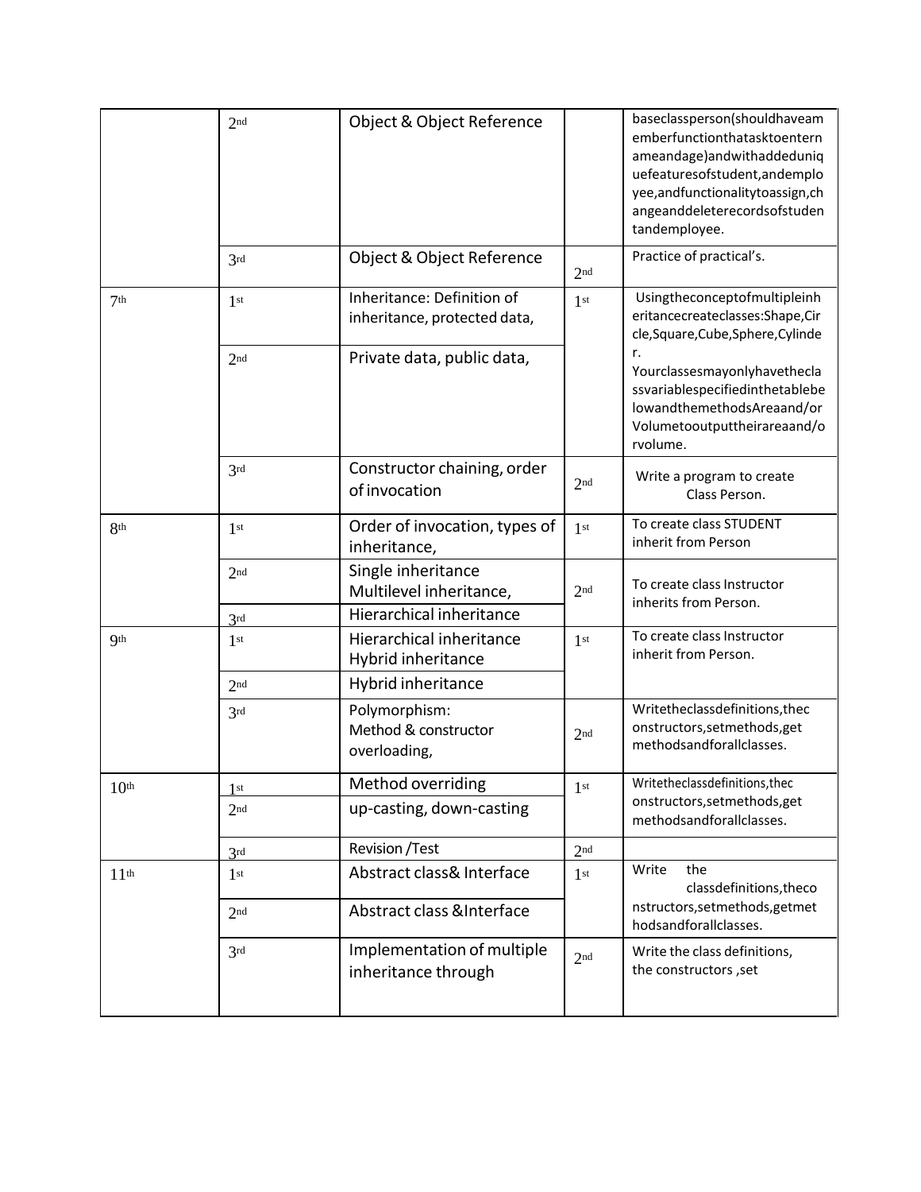| | | | | |
|---|---|---|---|---|
| | 2nd | Object & Object Reference | | baseclassperson(shouldhaveamemberfunctionthatasktoenternameandage)andwithaddeduniquefeaturesofstudent,andemployee,andfunctionalitytoassign,changeanddeleterecordsofstudentandemployee. |
| | 3rd | Object & Object Reference | 2nd | Practice of practical's. |
| 7th | 1st | Inheritance: Definition of inheritance, protected data, | 1st | Usingtheconceptofmultipleinheritancecreateclasses:Shape,Circle,Square,Cube,Sphere,Cylinder. Yourclassesmayonlyhavetheclassvariablesspecifiedinthetablebelowandthemethods Areaand/or Volumetooutputtheirareaand/orvolume. |
| | 2nd | Private data, public data, | | |
| | 3rd | Constructor chaining, order of invocation | 2nd | Write a program to create Class Person. |
| 8th | 1st | Order of invocation, types of inheritance, | 1st | To create class STUDENT inherit from Person |
| | 2nd | Single inheritance Multilevel inheritance, | 2nd | To create class Instructor inherits from Person. |
| | 3rd | Hierarchical inheritance | | |
| 9th | 1st | Hierarchical inheritance Hybrid inheritance | 1st | To create class Instructor inherit from Person. |
| | 2nd | Hybrid inheritance | | |
| | 3rd | Polymorphism: Method & constructor overloading, | 2nd | Writetheclassdefinitions,theconstructors,setmethods,get methodsandforallclasses. |
| 10th | 1st | Method overriding | 1st | Writetheclassdefinitions,theconstructors,setmethods,get methodsandforallclasses. |
| | 2nd | up-casting, down-casting | | |
| | 3rd | Revision /Test | 2nd | |
| 11th | 1st | Abstract class& Interface | 1st | Write the classdefinitions,theconstructors,setmethods,getmethodsandforallclasses. |
| | 2nd | Abstract class &Interface | | |
| | 3rd | Implementation of multiple inheritance through | 2nd | Write the class definitions, the constructors ,set |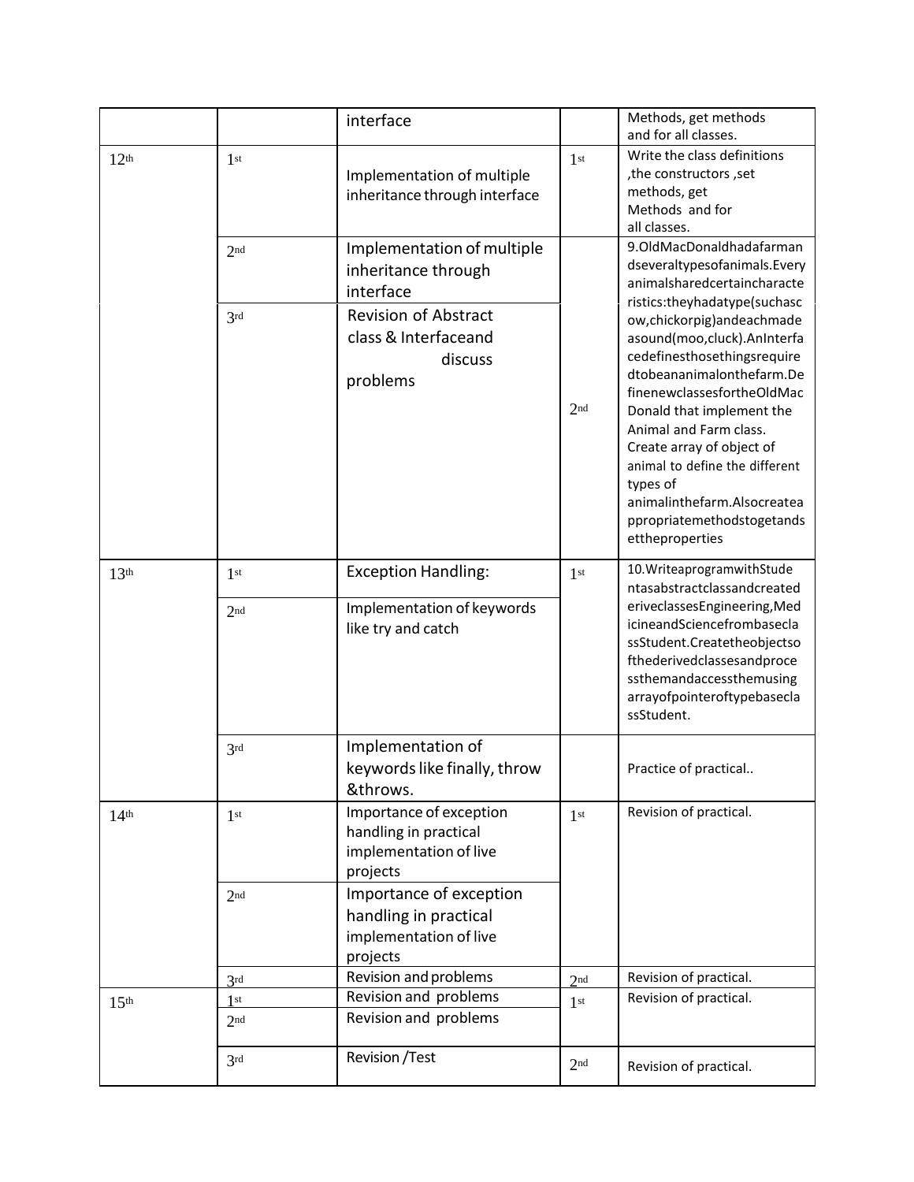| | | interface | | Methods, get methods and for all classes. |
|---|---|---|---|---|
| 12th | 1st | Implementation of multiple inheritance through interface | 1st | Write the class definitions ,the constructors ,set methods, get Methods and for all classes. |
| | 2nd | Implementation of multiple inheritance through interface | 2nd | 9.OldMacDonaldhadafarmandseveraltypesofanimals.Everyanimalsharedcertaincharacteristics:theyhadatype(suchascow,chickorpig)andeachmadeasound(moo,cluck).AnInterfacedefinesthosethingsrequiredtobeananimalonthefarm.DefinenewclassesfortheOldMacDonald that implement the Animal and Farm class. Create array of object of animal to define the different types of animalinthefarm.Alsocreateappropriatemethodstogetandsettheproperties |
| | 3rd | Revision of Abstract class & Interfaceand discuss problems | | |
| 13th | 1st | Exception Handling: | 1st | 10.WriteaprogramwithStudentasabstractclassandcreatederiveclassesEngineering,MedicineandSciencefrombaseclassStudent.CreatetheobjectsofthederivedclassesandprocessthemandaccessthemusingarrayofpointeroftypebaseclassStudent. |
| | 2nd | Implementation of keywords like try and catch | | |
| | 3rd | Implementation of keywords like finally, throw &throws. | | Practice of practical.. |
| 14th | 1st | Importance of exception handling in practical implementation of live projects | 1st | Revision of practical. |
| | 2nd | Importance of exception handling in practical implementation of live projects | | |
| | 3rd | Revision and problems | 2nd | Revision of practical. |
| 15th | 1st | Revision and problems | 1st | Revision of practical. |
| | 2nd | Revision and problems | | |
| | 3rd | Revision /Test | 2nd | Revision of practical. |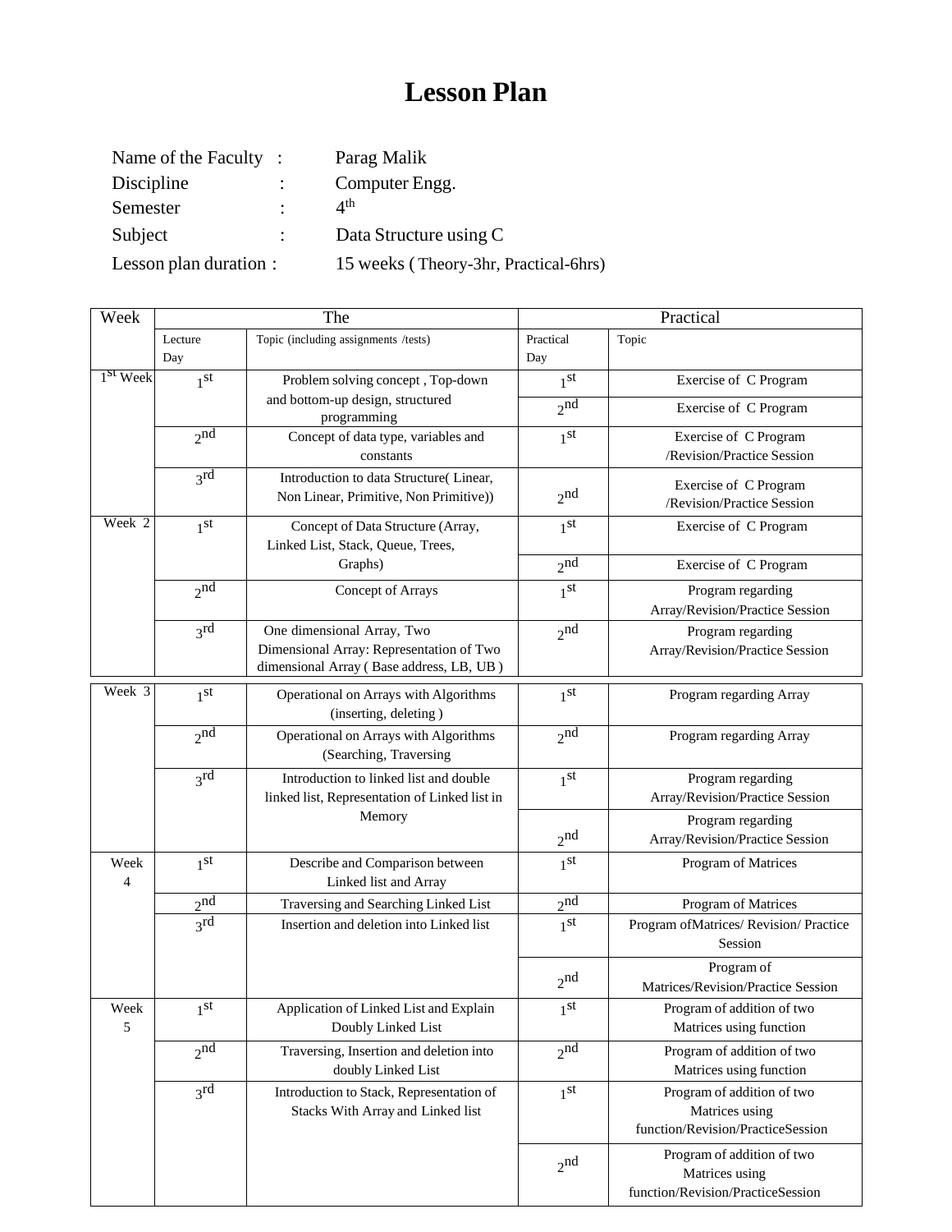# Lesson Plan

Name of the Faculty : Parag Malik
Discipline : Computer Engg.
Semester : 4th
Subject : Data Structure using C
Lesson plan duration : 15 weeks ( Theory-3hr, Practical-6hrs)

| Week | The | | Practical | |
|---|---|---|---|---|
| | Lecture Day | Topic (including assignments /tests) | Practical Day | Topic |
| 1st Week | 1st | Problem solving concept , Top-down and bottom-up design, structured programming | 1st | Exercise of C Program |
| | | | 2nd | Exercise of C Program |
| | 2nd | Concept of data type, variables and constants | 1st | Exercise of C Program /Revision/Practice Session |
| | 3rd | Introduction to data Structure( Linear, Non Linear, Primitive, Non Primitive)) | 2nd | Exercise of C Program /Revision/Practice Session |
| Week 2 | 1st | Concept of Data Structure (Array, Linked List, Stack, Queue, Trees, Graphs) | 1st | Exercise of C Program |
| | | | 2nd | Exercise of C Program |
| | 2nd | Concept of Arrays | 1st | Program regarding Array/Revision/Practice Session |
| | 3rd | One dimensional Array, Two Dimensional Array: Representation of Two dimensional Array ( Base address, LB, UB ) | 2nd | Program regarding Array/Revision/Practice Session |
| Week 3 | 1st | Operational on Arrays with Algorithms (inserting, deleting ) | 1st | Program regarding Array |
| | 2nd | Operational on Arrays with Algorithms (Searching, Traversing | 2nd | Program regarding Array |
| | 3rd | Introduction to linked list and double linked list, Representation of Linked list in Memory | 1st | Program regarding Array/Revision/Practice Session |
| | | | 2nd | Program regarding Array/Revision/Practice Session |
| Week 4 | 1st | Describe and Comparison between Linked list and Array | 1st | Program of Matrices |
| | 2nd | Traversing and Searching Linked List | 2nd | Program of Matrices |
| | 3rd | Insertion and deletion into Linked list | 1st | Program ofMatrices/ Revision/ Practice Session |
| | | | 2nd | Program of Matrices/Revision/Practice Session |
| Week 5 | 1st | Application of Linked List and Explain Doubly Linked List | 1st | Program of addition of two Matrices using function |
| | 2nd | Traversing, Insertion and deletion into doubly Linked List | 2nd | Program of addition of two Matrices using function |
| | 3rd | Introduction to Stack, Representation of Stacks With Array and Linked list | 1st | Program of addition of two Matrices using function/Revision/PracticeSession |
| | | | 2nd | Program of addition of two Matrices using function/Revision/PracticeSession |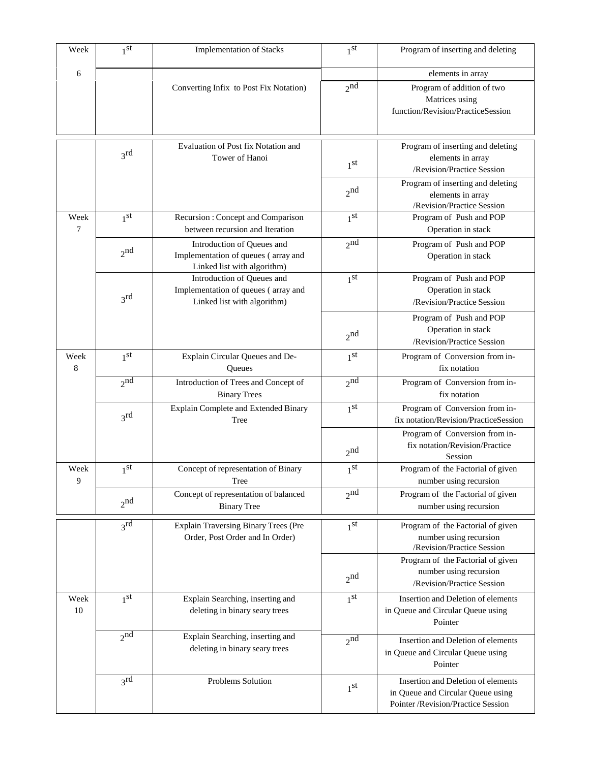| Week | | | | |
|---|---|---|---|---|
| Week 6 | 1st | Implementation of Stacks | 1st | Program of inserting and deleting elements in array |
| | | Converting Infix to Post Fix Notation) | 2nd | Program of addition of two Matrices using function/Revision/PracticeSession |
| | 3rd | Evaluation of Post fix Notation and Tower of Hanoi | 1st | Program of inserting and deleting elements in array /Revision/Practice Session |
| | | | 2nd | Program of inserting and deleting elements in array /Revision/Practice Session |
| Week 7 | 1st | Recursion : Concept and Comparison between recursion and Iteration | 1st | Program of Push and POP Operation in stack |
| | 2nd | Introduction of Queues and Implementation of queues ( array and Linked list with algorithm) | 2nd | Program of Push and POP Operation in stack |
| | 3rd | Introduction of Queues and Implementation of queues ( array and Linked list with algorithm) | 1st | Program of Push and POP Operation in stack /Revision/Practice Session |
| | | | 2nd | Program of Push and POP Operation in stack /Revision/Practice Session |
| Week 8 | 1st | Explain Circular Queues and De-Queues | 1st | Program of Conversion from in-fix notation |
| | 2nd | Introduction of Trees and Concept of Binary Trees | 2nd | Program of Conversion from in-fix notation |
| | 3rd | Explain Complete and Extended Binary Tree | 1st | Program of Conversion from in-fix notation/Revision/PracticeSession |
| | | | 2nd | Program of Conversion from in-fix notation/Revision/Practice Session |
| Week 9 | 1st | Concept of representation of Binary Tree | 1st | Program of the Factorial of given number using recursion |
| | 2nd | Concept of representation of balanced Binary Tree | 2nd | Program of the Factorial of given number using recursion |
| | 3rd | Explain Traversing Binary Trees (Pre Order, Post Order and In Order) | 1st | Program of the Factorial of given number using recursion /Revision/Practice Session |
| | | | 2nd | Program of the Factorial of given number using recursion /Revision/Practice Session |
| Week 10 | 1st | Explain Searching, inserting and deleting in binary seary trees | 1st | Insertion and Deletion of elements in Queue and Circular Queue using Pointer |
| | 2nd | Explain Searching, inserting and deleting in binary seary trees | 2nd | Insertion and Deletion of elements in Queue and Circular Queue using Pointer |
| | 3rd | Problems Solution | 1st | Insertion and Deletion of elements in Queue and Circular Queue using Pointer /Revision/Practice Session |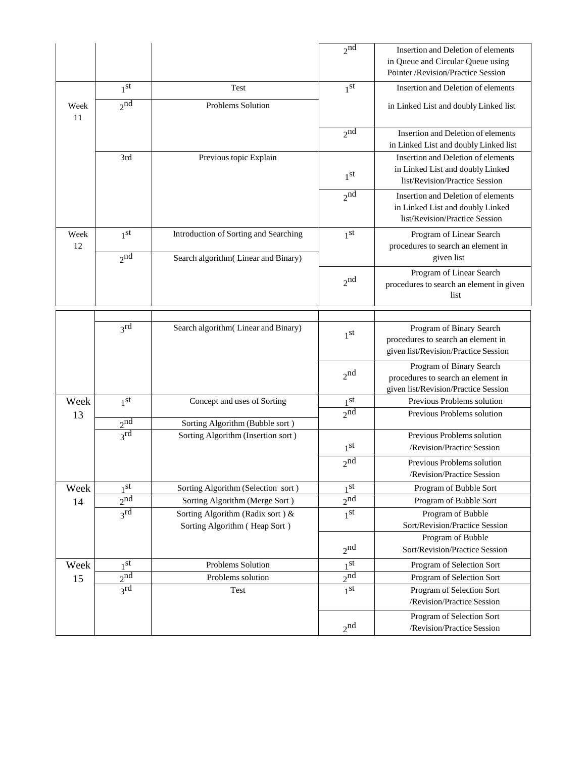|  |  |  | 2nd | Insertion and Deletion of elements in Queue and Circular Queue using Pointer /Revision/Practice Session |
|---|---|---|---|---|
| Week 11 | 1st | Test | 1st | Insertion and Deletion of elements in Linked List and doubly Linked list |
|  | 2nd | Problems Solution |  |  |
|  |  |  | 2nd | Insertion and Deletion of elements in Linked List and doubly Linked list |
|  | 3rd | Previous topic Explain | 1st | Insertion and Deletion of elements in Linked List and doubly Linked list/Revision/Practice Session |
|  |  |  | 2nd | Insertion and Deletion of elements in Linked List and doubly Linked list/Revision/Practice Session |
| Week 12 | 1st | Introduction of Sorting and Searching | 1st | Program of Linear Search procedures to search an element in given list |
|  | 2nd | Search algorithm( Linear and Binary) |  |  |
|  |  |  | 2nd | Program of Linear Search procedures to search an element in given list |
|  | 3rd | Search algorithm( Linear and Binary) | 1st | Program of Binary Search procedures to search an element in given list/Revision/Practice Session |
|  |  |  | 2nd | Program of Binary Search procedures to search an element in given list/Revision/Practice Session |
| Week 13 | 1st | Concept and uses of Sorting | 1st | Previous Problems solution |
|  |  |  | 2nd | Previous Problems solution |
|  | 2nd | Sorting Algorithm (Bubble sort ) |  |  |
|  | 3rd | Sorting Algorithm (Insertion sort ) | 1st | Previous Problems solution /Revision/Practice Session |
|  |  |  | 2nd | Previous Problems solution /Revision/Practice Session |
| Week 14 | 1st | Sorting Algorithm (Selection sort ) | 1st | Program of Bubble Sort |
|  | 2nd | Sorting Algorithm (Merge Sort ) | 2nd | Program of Bubble Sort |
|  | 3rd | Sorting Algorithm (Radix sort ) & Sorting Algorithm ( Heap Sort ) | 1st | Program of Bubble Sort/Revision/Practice Session |
|  |  |  | 2nd | Program of Bubble Sort/Revision/Practice Session |
| Week 15 | 1st | Problems Solution | 1st | Program of Selection Sort |
|  | 2nd | Problems solution | 2nd | Program of Selection Sort |
|  | 3rd | Test | 1st | Program of Selection Sort /Revision/Practice Session |
|  |  |  | 2nd | Program of Selection Sort /Revision/Practice Session |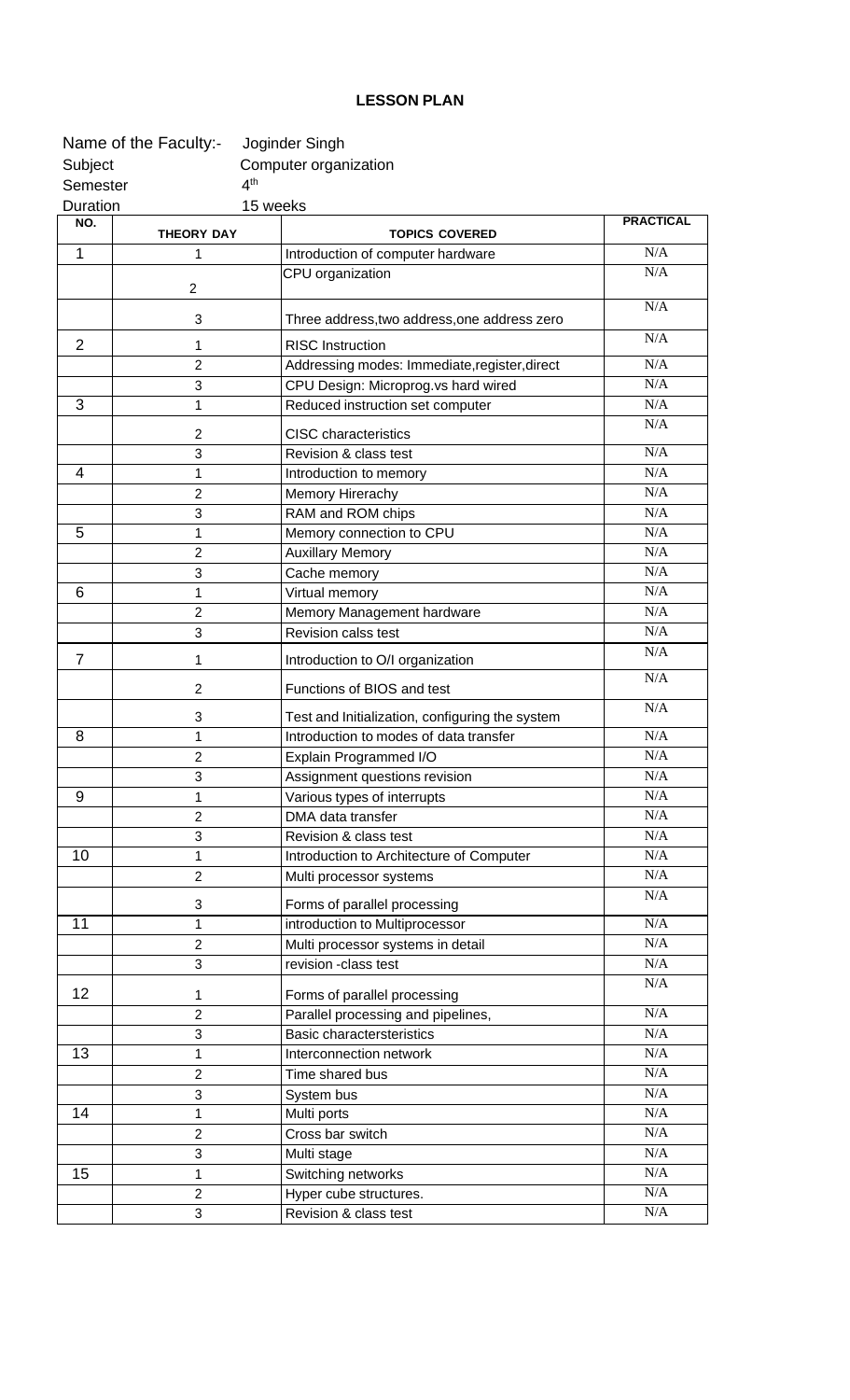# LESSON PLAN

Name of the Faculty:- Joginder Singh
Subject Computer organization
Semester $4^{th}$
Duration 15 weeks

| NO. | THEORY DAY | TOPICS COVERED | PRACTICAL |
|---|---|---|---|
| 1 | 1 | Introduction of computer hardware | N/A |
| | 2 | CPU organization | N/A |
| | 3 | Three address,two address,one address zero | N/A |
| 2 | 1 | RISC Instruction | N/A |
| | 2 | Addressing modes: Immediate,register,direct | N/A |
| | 3 | CPU Design: Microprog.vs hard wired | N/A |
| 3 | 1 | Reduced instruction set computer | N/A |
| | 2 | CISC characteristics | N/A |
| | 3 | Revision & class test | N/A |
| 4 | 1 | Introduction to memory | N/A |
| | 2 | Memory Hirerachy | N/A |
| | 3 | RAM and ROM chips | N/A |
| 5 | 1 | Memory connection to CPU | N/A |
| | 2 | Auxillary Memory | N/A |
| | 3 | Cache memory | N/A |
| 6 | 1 | Virtual memory | N/A |
| | 2 | Memory Management hardware | N/A |
| | 3 | Revision calss test | N/A |
| 7 | 1 | Introduction to O/I organization | N/A |
| | 2 | Functions of BIOS and test | N/A |
| | 3 | Test and Initialization, configuring the system | N/A |
| 8 | 1 | Introduction to modes of data transfer | N/A |
| | 2 | Explain Programmed I/O | N/A |
| | 3 | Assignment questions revision | N/A |
| 9 | 1 | Various types of interrupts | N/A |
| | 2 | DMA data transfer | N/A |
| | 3 | Revision & class test | N/A |
| 10 | 1 | Introduction to Architecture of Computer | N/A |
| | 2 | Multi processor systems | N/A |
| | 3 | Forms of parallel processing | N/A |
| 11 | 1 | introduction to Multiprocessor | N/A |
| | 2 | Multi processor systems in detail | N/A |
| | 3 | revision -class test | N/A |
| 12 | 1 | Forms of parallel processing | N/A |
| | 2 | Parallel processing and pipelines, | N/A |
| | 3 | Basic charactersteristics | N/A |
| 13 | 1 | Interconnection network | N/A |
| | 2 | Time shared bus | N/A |
| | 3 | System bus | N/A |
| 14 | 1 | Multi ports | N/A |
| | 2 | Cross bar switch | N/A |
| | 3 | Multi stage | N/A |
| 15 | 1 | Switching networks | N/A |
| | 2 | Hyper cube structures. | N/A |
| | 3 | Revision & class test | N/A |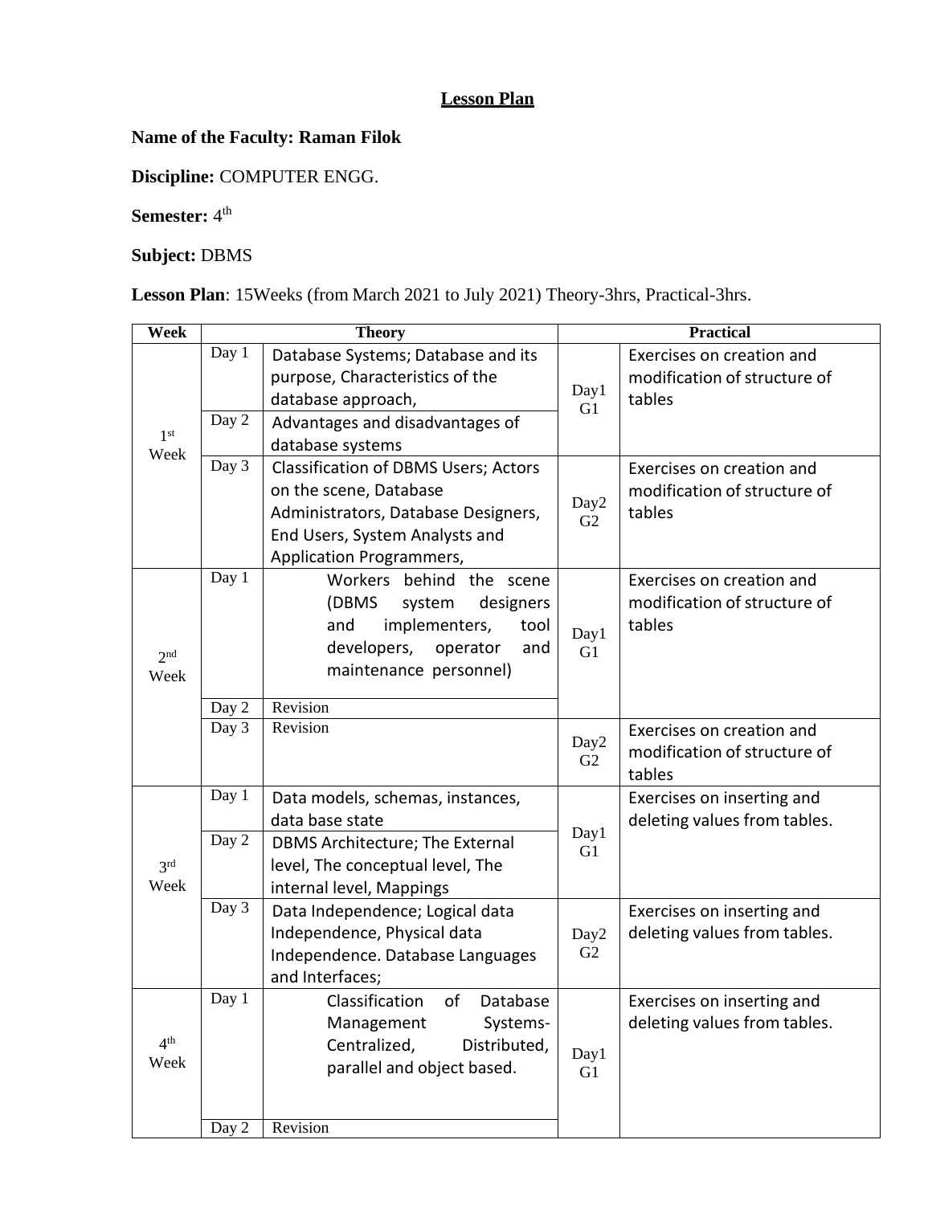<u>**Lesson Plan**</u>

**Name of the Faculty: Raman Filok**

**Discipline:** COMPUTER ENGG.

**Semester:** 4th

**Subject:** DBMS

**Lesson Plan**: 15Weeks (from March 2021 to July 2021) Theory-3hrs, Practical-3hrs.

| Week | Theory | | Practical | |
|---|---|---|---|---|
| 1st Week | Day 1 | Database Systems; Database and its purpose, Characteristics of the database approach, | Day1 G1 | Exercises on creation and modification of structure of tables |
| | Day 2 | Advantages and disadvantages of database systems | | |
| | Day 3 | Classification of DBMS Users; Actors on the scene, Database Administrators, Database Designers, End Users, System Analysts and Application Programmers, | Day2 G2 | Exercises on creation and modification of structure of tables |
| 2nd Week | Day 1 | Workers behind the scene (DBMS system designers and implementers, tool developers, operator and maintenance personnel) | Day1 G1 | Exercises on creation and modification of structure of tables |
| | Day 2 | Revision | | |
| | Day 3 | Revision | Day2 G2 | Exercises on creation and modification of structure of tables |
| 3rd Week | Day 1 | Data models, schemas, instances, data base state | Day1 G1 | Exercises on inserting and deleting values from tables. |
| | Day 2 | DBMS Architecture; The External level, The conceptual level, The internal level, Mappings | | |
| | Day 3 | Data Independence; Logical data Independence, Physical data Independence. Database Languages and Interfaces; | Day2 G2 | Exercises on inserting and deleting values from tables. |
| 4th Week | Day 1 | Classification of Database Management Systems- Centralized, Distributed, parallel and object based. | Day1 G1 | Exercises on inserting and deleting values from tables. |
| | Day 2 | Revision | | |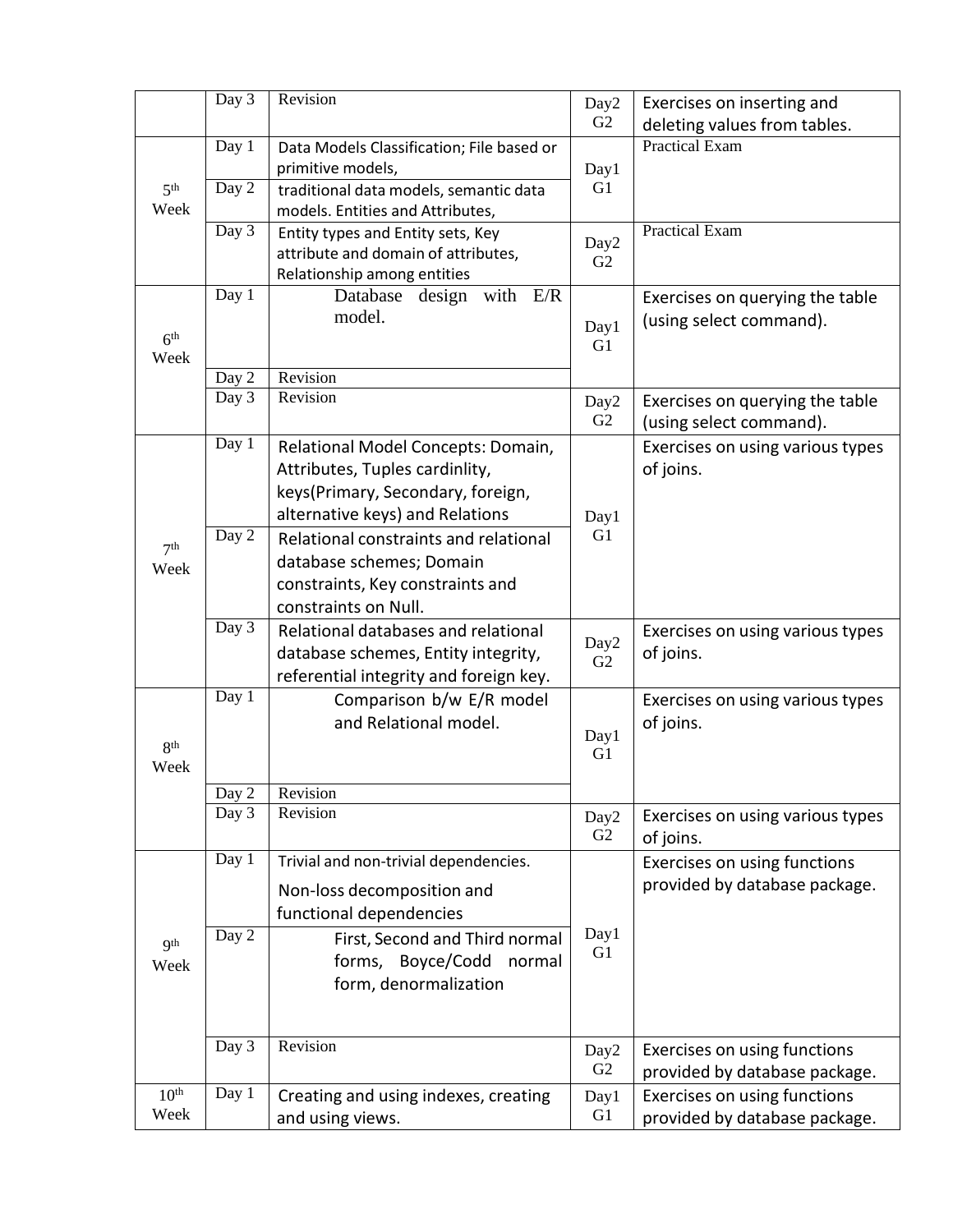| | Day 3 | Revision | Day2 G2 | Exercises on inserting and deleting values from tables. |
|---|---|---|---|---|
| 5th Week | Day 1 | Data Models Classification; File based or primitive models, | Day1 G1 | Practical Exam |
| | Day 2 | traditional data models, semantic data models. Entities and Attributes, | | |
| | Day 3 | Entity types and Entity sets, Key attribute and domain of attributes, Relationship among entities | Day2 G2 | Practical Exam |
| 6th Week | Day 1 | Database design with E/R model. | Day1 G1 | Exercises on querying the table (using select command). |
| | Day 2 | Revision | | |
| | Day 3 | Revision | Day2 G2 | Exercises on querying the table (using select command). |
| 7th Week | Day 1 | Relational Model Concepts: Domain, Attributes, Tuples cardinlity, keys(Primary, Secondary, foreign, alternative keys) and Relations | Day1 G1 | Exercises on using various types of joins. |
| | Day 2 | Relational constraints and relational database schemes; Domain constraints, Key constraints and constraints on Null. | | |
| | Day 3 | Relational databases and relational database schemes, Entity integrity, referential integrity and foreign key. | Day2 G2 | Exercises on using various types of joins. |
| 8th Week | Day 1 | Comparison b/w E/R model and Relational model. | Day1 G1 | Exercises on using various types of joins. |
| | Day 2 | Revision | | |
| | Day 3 | Revision | Day2 G2 | Exercises on using various types of joins. |
| 9th Week | Day 1 | Trivial and non-trivial dependencies. Non-loss decomposition and functional dependencies | Day1 G1 | Exercises on using functions provided by database package. |
| | Day 2 | First, Second and Third normal forms, Boyce/Codd normal form, denormalization | | |
| | Day 3 | Revision | Day2 G2 | Exercises on using functions provided by database package. |
| 10th Week | Day 1 | Creating and using indexes, creating and using views. | Day1 G1 | Exercises on using functions provided by database package. |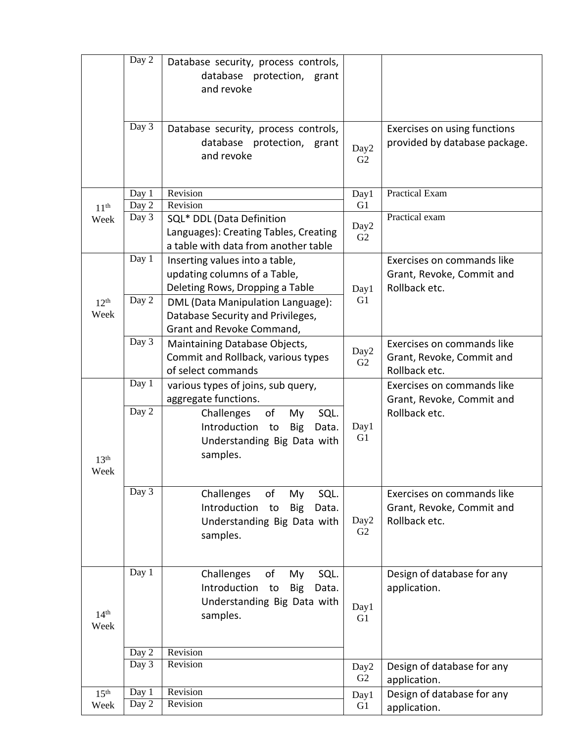| | | | | |
|---|---|---|---|---|
| | Day 2 | Database security, process controls, database protection, grant and revoke | | |
| | Day 3 | Database security, process controls, database protection, grant and revoke | Day2 G2 | Exercises on using functions provided by database package. |
| 11th Week | Day 1 | Revision | Day1 G1 | Practical Exam |
| | Day 2 | Revision | | |
| | Day 3 | SQL* DDL (Data Definition Languages): Creating Tables, Creating a table with data from another table | Day2 G2 | Practical exam |
| 12th Week | Day 1 | Inserting values into a table, updating columns of a Table, Deleting Rows, Dropping a Table | Day1 G1 | Exercises on commands like Grant, Revoke, Commit and Rollback etc. |
| | Day 2 | DML (Data Manipulation Language): Database Security and Privileges, Grant and Revoke Command, | | |
| | Day 3 | Maintaining Database Objects, Commit and Rollback, various types of select commands | Day2 G2 | Exercises on commands like Grant, Revoke, Commit and Rollback etc. |
| 13th Week | Day 1 | various types of joins, sub query, aggregate functions. | Day1 G1 | Exercises on commands like Grant, Revoke, Commit and Rollback etc. |
| | Day 2 | Challenges of My SQL. Introduction to Big Data. Understanding Big Data with samples. | | |
| | Day 3 | Challenges of My SQL. Introduction to Big Data. Understanding Big Data with samples. | Day2 G2 | Exercises on commands like Grant, Revoke, Commit and Rollback etc. |
| 14th Week | Day 1 | Challenges of My SQL. Introduction to Big Data. Understanding Big Data with samples. | Day1 G1 | Design of database for any application. |
| | Day 2 | Revision | | |
| | Day 3 | Revision | Day2 G2 | Design of database for any application. |
| 15th Week | Day 1 | Revision | Day1 G1 | Design of database for any application. |
| | Day 2 | Revision | | |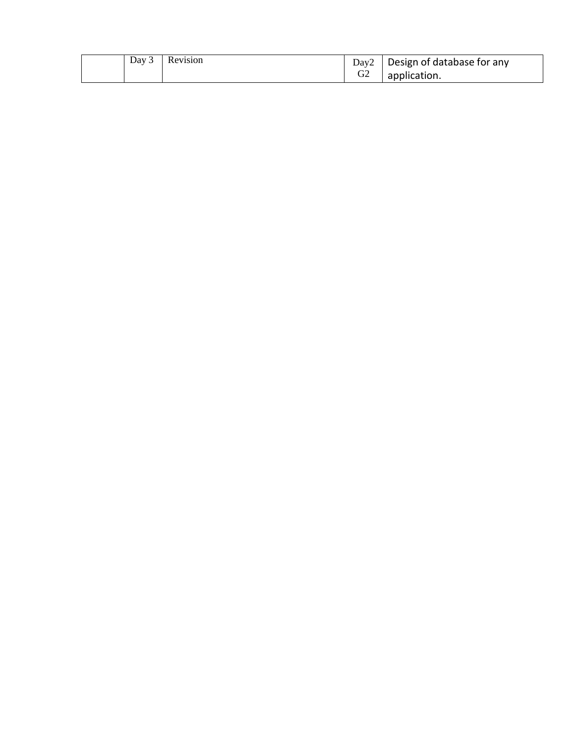| | | | | |
|---|---|---|---|---|
| | Day 3 | Revision | Day2 G2 | Design of database for any application. |